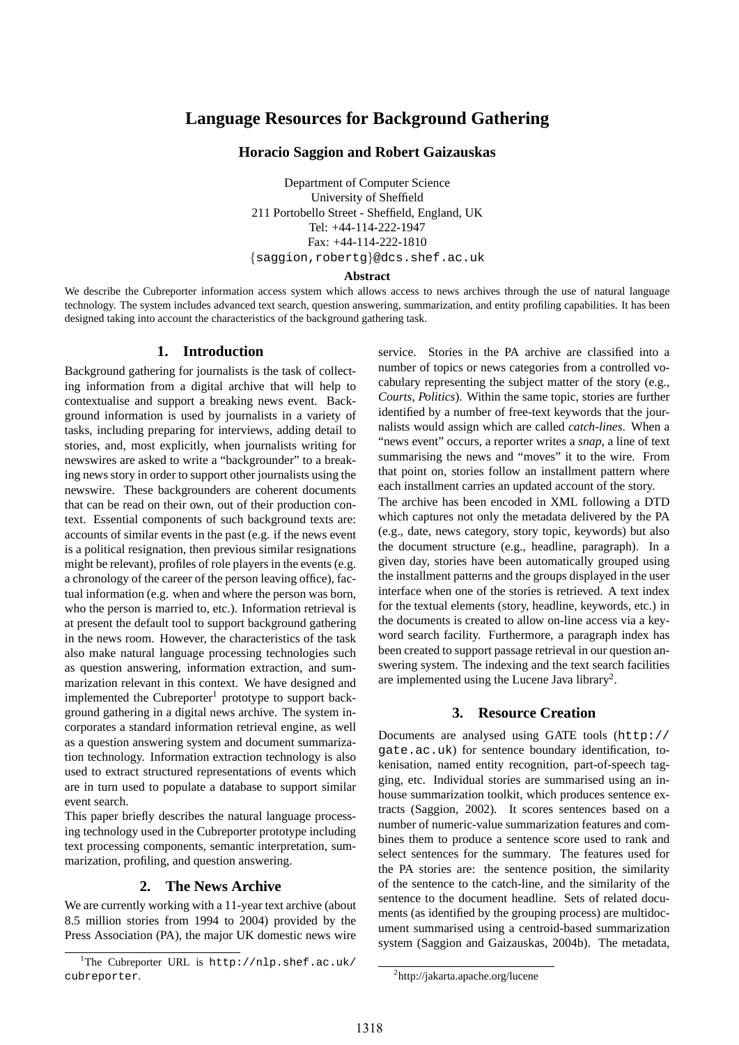# Language Resources for Background Gathering

**Horacio Saggion and Robert Gaizauskas**

Department of Computer Science
University of Sheffield
211 Portobello Street - Sheffield, England, UK
Tel: +44-114-222-1947
Fax: +44-114-222-1810
{saggion,robertg}@dcs.shef.ac.uk

**Abstract**

We describe the Cubreporter information access system which allows access to news archives through the use of natural language technology. The system includes advanced text search, question answering, summarization, and entity profiling capabilities. It has been designed taking into account the characteristics of the background gathering task.

## 1. Introduction

Background gathering for journalists is the task of collecting information from a digital archive that will help to contextualise and support a breaking news event. Background information is used by journalists in a variety of tasks, including preparing for interviews, adding detail to stories, and, most explicitly, when journalists writing for newswires are asked to write a "backgrounder" to a breaking news story in order to support other journalists using the newswire. These backgrounders are coherent documents that can be read on their own, out of their production context. Essential components of such background texts are: accounts of similar events in the past (e.g. if the news event is a political resignation, then previous similar resignations might be relevant), profiles of role players in the events (e.g. a chronology of the career of the person leaving office), factual information (e.g. when and where the person was born, who the person is married to, etc.). Information retrieval is at present the default tool to support background gathering in the news room. However, the characteristics of the task also make natural language processing technologies such as question answering, information extraction, and summarization relevant in this context. We have designed and implemented the Cubreporter[1] prototype to support background gathering in a digital news archive. The system incorporates a standard information retrieval engine, as well as a question answering system and document summarization technology. Information extraction technology is also used to extract structured representations of events which are in turn used to populate a database to support similar event search.

This paper briefly describes the natural language processing technology used in the Cubreporter prototype including text processing components, semantic interpretation, summarization, profiling, and question answering.

## 2. The News Archive

We are currently working with a 11-year text archive (about 8.5 million stories from 1994 to 2004) provided by the Press Association (PA), the major UK domestic news wire service. Stories in the PA archive are classified into a number of topics or news categories from a controlled vocabulary representing the subject matter of the story (e.g., *Courts*, *Politics*). Within the same topic, stories are further identified by a number of free-text keywords that the journalists would assign which are called *catch-lines*. When a "news event" occurs, a reporter writes a *snap*, a line of text summarising the news and "moves" it to the wire. From that point on, stories follow an installment pattern where each installment carries an updated account of the story.

The archive has been encoded in XML following a DTD which captures not only the metadata delivered by the PA (e.g., date, news category, story topic, keywords) but also the document structure (e.g., headline, paragraph). In a given day, stories have been automatically grouped using the installment patterns and the groups displayed in the user interface when one of the stories is retrieved. A text index for the textual elements (story, headline, keywords, etc.) in the documents is created to allow on-line access via a keyword search facility. Furthermore, a paragraph index has been created to support passage retrieval in our question answering system. The indexing and the text search facilities are implemented using the Lucene Java library[2].

## 3. Resource Creation

Documents are analysed using GATE tools (http://gate.ac.uk) for sentence boundary identification, tokenisation, named entity recognition, part-of-speech tagging, etc. Individual stories are summarised using an inhouse summarization toolkit, which produces sentence extracts (Saggion, 2002). It scores sentences based on a number of numeric-value summarization features and combines them to produce a sentence score used to rank and select sentences for the summary. The features used for the PA stories are: the sentence position, the similarity of the sentence to the catch-line, and the similarity of the sentence to the document headline. Sets of related documents (as identified by the grouping process) are multidocument summarised using a centroid-based summarization system (Saggion and Gaizauskas, 2004b). The metadata,

[1] The Cubreporter URL is http://nlp.shef.ac.uk/cubreporter.

[2] http://jakarta.apache.org/lucene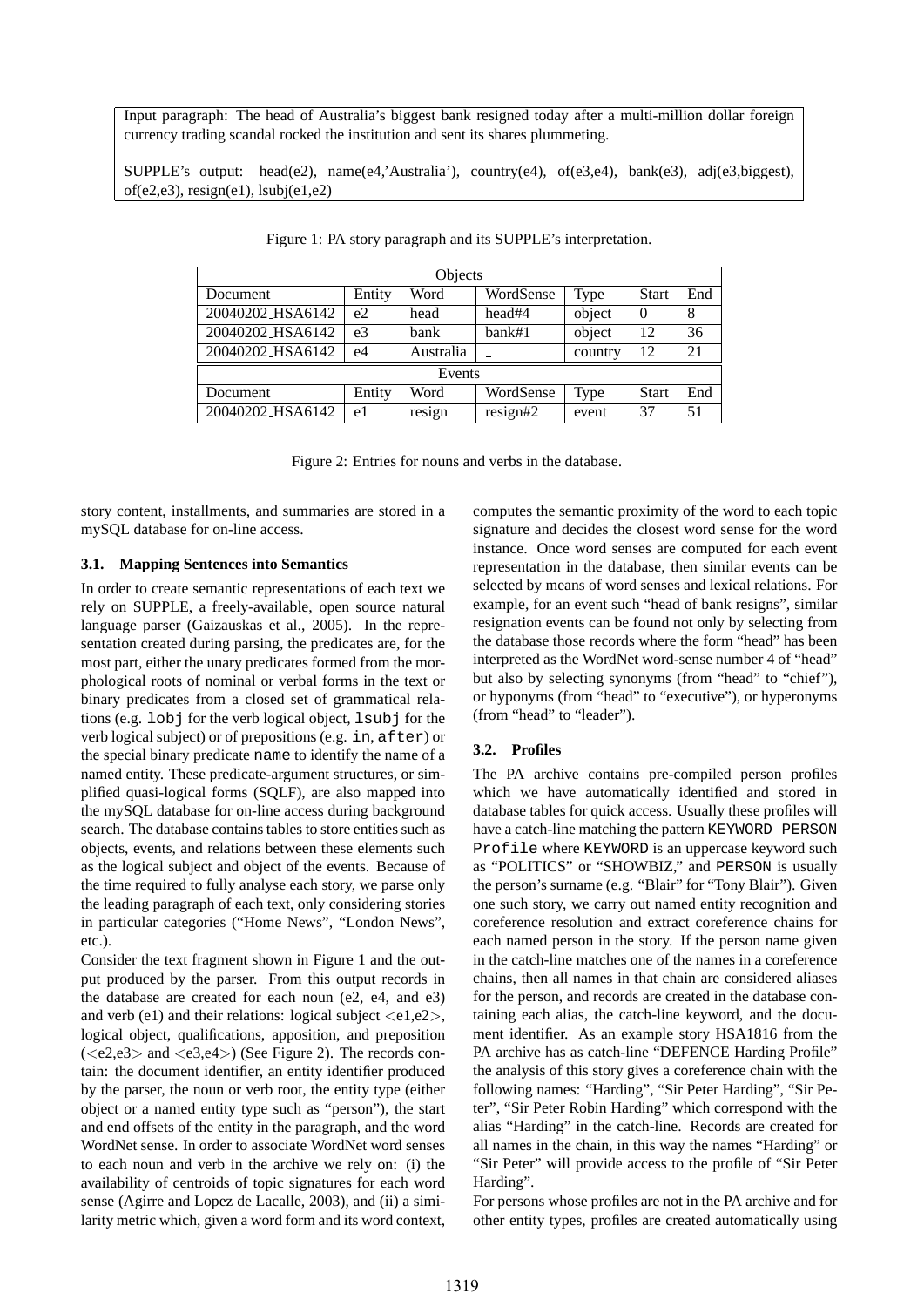Input paragraph: The head of Australia's biggest bank resigned today after a multi-million dollar foreign currency trading scandal rocked the institution and sent its shares plummeting.

SUPPLE's output: head(e2), name(e4,'Australia'), country(e4), of(e3,e4), bank(e3), adj(e3,biggest), of(e2,e3), resign(e1), lsubj(e1,e2)

Figure 1: PA story paragraph and its SUPPLE's interpretation.

| Objects | | | | | | |
|---|---|---|---|---|---|---|
| Document | Entity | Word | WordSense | Type | Start | End |
| 20040202_HSA6142 | e2 | head | head#4 | object | 0 | 8 |
| 20040202_HSA6142 | e3 | bank | bank#1 | object | 12 | 36 |
| 20040202_HSA6142 | e4 | Australia | _ | country | 12 | 21 |
| Events | | | | | | |
| Document | Entity | Word | WordSense | Type | Start | End |
| 20040202_HSA6142 | e1 | resign | resign#2 | event | 37 | 51 |

Figure 2: Entries for nouns and verbs in the database.

story content, installments, and summaries are stored in a mySQL database for on-line access.

### 3.1. Mapping Sentences into Semantics

In order to create semantic representations of each text we rely on SUPPLE, a freely-available, open source natural language parser (Gaizauskas et al., 2005). In the representation created during parsing, the predicates are, for the most part, either the unary predicates formed from the morphological roots of nominal or verbal forms in the text or binary predicates from a closed set of grammatical relations (e.g. `lobj` for the verb logical object, `lsubj` for the verb logical subject) or of prepositions (e.g. `in`, `after`) or the special binary predicate `name` to identify the name of a named entity. These predicate-argument structures, or simplified quasi-logical forms (SQLF), are also mapped into the mySQL database for on-line access during background search. The database contains tables to store entities such as objects, events, and relations between these elements such as the logical subject and object of the events. Because of the time required to fully analyse each story, we parse only the leading paragraph of each text, only considering stories in particular categories ("Home News", "London News", etc.).

Consider the text fragment shown in Figure 1 and the output produced by the parser. From this output records in the database are created for each noun (e2, e4, and e3) and verb (e1) and their relations: logical subject <e1,e2>, logical object, qualifications, apposition, and preposition (<e2,e3> and <e3,e4>) (See Figure 2). The records contain: the document identifier, an entity identifier produced by the parser, the noun or verb root, the entity type (either object or a named entity type such as "person"), the start and end offsets of the entity in the paragraph, and the word WordNet sense. In order to associate WordNet word senses to each noun and verb in the archive we rely on: (i) the availability of centroids of topic signatures for each word sense (Agirre and Lopez de Lacalle, 2003), and (ii) a similarity metric which, given a word form and its word context, computes the semantic proximity of the word to each topic signature and decides the closest word sense for the word instance. Once word senses are computed for each event representation in the database, then similar events can be selected by means of word senses and lexical relations. For example, for an event such "head of bank resigns", similar resignation events can be found not only by selecting from the database those records where the form "head" has been interpreted as the WordNet word-sense number 4 of "head" but also by selecting synonyms (from "head" to "chief"), or hyponyms (from "head" to "executive"), or hyperonyms (from "head" to "leader").

### 3.2. Profiles

The PA archive contains pre-compiled person profiles which we have automatically identified and stored in database tables for quick access. Usually these profiles will have a catch-line matching the pattern `KEYWORD PERSON Profile` where `KEYWORD` is an uppercase keyword such as "POLITICS" or "SHOWBIZ," and `PERSON` is usually the person's surname (e.g. "Blair" for "Tony Blair"). Given one such story, we carry out named entity recognition and coreference resolution and extract coreference chains for each named person in the story. If the person name given in the catch-line matches one of the names in a coreference chains, then all names in that chain are considered aliases for the person, and records are created in the database containing each alias, the catch-line keyword, and the document identifier. As an example story HSA1816 from the PA archive has as catch-line "DEFENCE Harding Profile" the analysis of this story gives a coreference chain with the following names: "Harding", "Sir Peter Harding", "Sir Peter", "Sir Peter Robin Harding" which correspond with the alias "Harding" in the catch-line. Records are created for all names in the chain, in this way the names "Harding" or "Sir Peter" will provide access to the profile of "Sir Peter Harding".

For persons whose profiles are not in the PA archive and for other entity types, profiles are created automatically using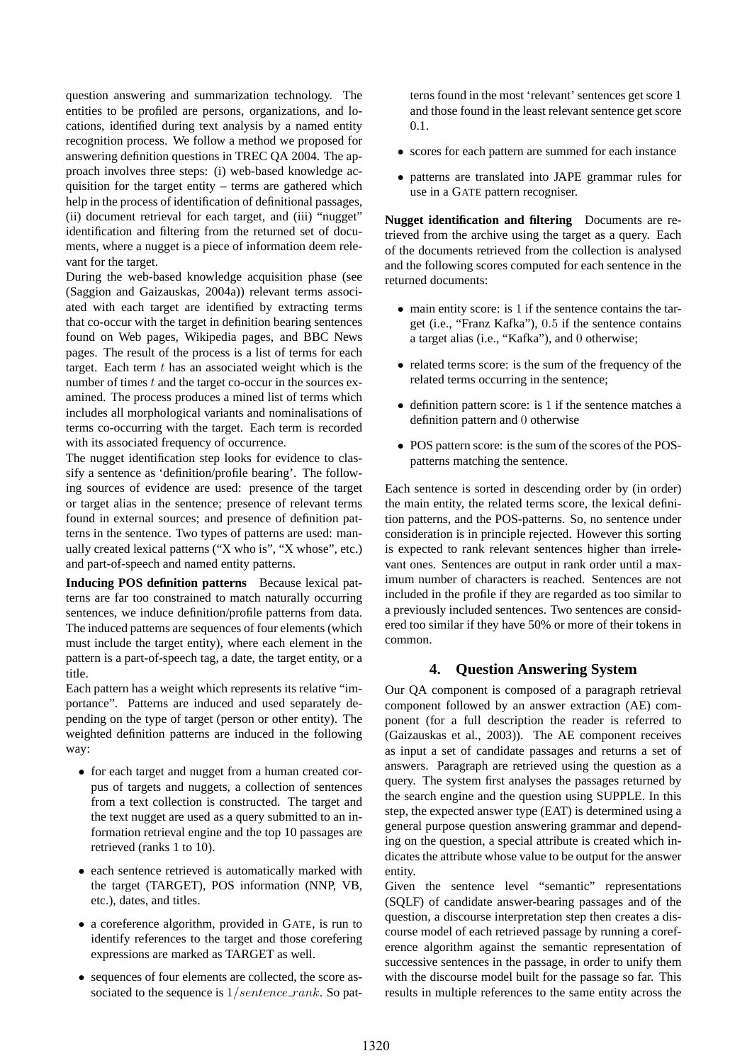question answering and summarization technology. The entities to be profiled are persons, organizations, and locations, identified during text analysis by a named entity recognition process. We follow a method we proposed for answering definition questions in TREC QA 2004. The approach involves three steps: (i) web-based knowledge acquisition for the target entity – terms are gathered which help in the process of identification of definitional passages, (ii) document retrieval for each target, and (iii) "nugget" identification and filtering from the returned set of documents, where a nugget is a piece of information deem relevant for the target.

During the web-based knowledge acquisition phase (see (Saggion and Gaizauskas, 2004a)) relevant terms associated with each target are identified by extracting terms that co-occur with the target in definition bearing sentences found on Web pages, Wikipedia pages, and BBC News pages. The result of the process is a list of terms for each target. Each term $t$ has an associated weight which is the number of times $t$ and the target co-occur in the sources examined. The process produces a mined list of terms which includes all morphological variants and nominalisations of terms co-occurring with the target. Each term is recorded with its associated frequency of occurrence.

The nugget identification step looks for evidence to classify a sentence as 'definition/profile bearing'. The following sources of evidence are used: presence of the target or target alias in the sentence; presence of relevant terms found in external sources; and presence of definition patterns in the sentence. Two types of patterns are used: manually created lexical patterns ("X who is", "X whose", etc.) and part-of-speech and named entity patterns.

**Inducing POS definition patterns** Because lexical patterns are far too constrained to match naturally occurring sentences, we induce definition/profile patterns from data. The induced patterns are sequences of four elements (which must include the target entity), where each element in the pattern is a part-of-speech tag, a date, the target entity, or a title.

Each pattern has a weight which represents its relative "importance". Patterns are induced and used separately depending on the type of target (person or other entity). The weighted definition patterns are induced in the following way:

- for each target and nugget from a human created corpus of targets and nuggets, a collection of sentences from a text collection is constructed. The target and the text nugget are used as a query submitted to an information retrieval engine and the top 10 passages are retrieved (ranks 1 to 10).
- each sentence retrieved is automatically marked with the target (TARGET), POS information (NNP, VB, etc.), dates, and titles.
- a coreference algorithm, provided in GATE, is run to identify references to the target and those corefering expressions are marked as TARGET as well.
- sequences of four elements are collected, the score associated to the sequence is $1/sentence\_rank$. So patterns found in the most 'relevant' sentences get score 1 and those found in the least relevant sentence get score 0.1.
- scores for each pattern are summed for each instance
- patterns are translated into JAPE grammar rules for use in a GATE pattern recogniser.

**Nugget identification and filtering** Documents are retrieved from the archive using the target as a query. Each of the documents retrieved from the collection is analysed and the following scores computed for each sentence in the returned documents:

- main entity score: is 1 if the sentence contains the target (i.e., "Franz Kafka"), 0.5 if the sentence contains a target alias (i.e., "Kafka"), and 0 otherwise;
- related terms score: is the sum of the frequency of the related terms occurring in the sentence;
- definition pattern score: is 1 if the sentence matches a definition pattern and 0 otherwise
- POS pattern score: is the sum of the scores of the POS-patterns matching the sentence.

Each sentence is sorted in descending order by (in order) the main entity, the related terms score, the lexical definition patterns, and the POS-patterns. So, no sentence under consideration is in principle rejected. However this sorting is expected to rank relevant sentences higher than irrelevant ones. Sentences are output in rank order until a maximum number of characters is reached. Sentences are not included in the profile if they are regarded as too similar to a previously included sentences. Two sentences are considered too similar if they have 50% or more of their tokens in common.

## 4. Question Answering System

Our QA component is composed of a paragraph retrieval component followed by an answer extraction (AE) component (for a full description the reader is referred to (Gaizauskas et al., 2003)). The AE component receives as input a set of candidate passages and returns a set of answers. Paragraph are retrieved using the question as a query. The system first analyses the passages returned by the search engine and the question using SUPPLE. In this step, the expected answer type (EAT) is determined using a general purpose question answering grammar and depending on the question, a special attribute is created which indicates the attribute whose value to be output for the answer entity.

Given the sentence level "semantic" representations (SQLF) of candidate answer-bearing passages and of the question, a discourse interpretation step then creates a discourse model of each retrieved passage by running a coreference algorithm against the semantic representation of successive sentences in the passage, in order to unify them with the discourse model built for the passage so far. This results in multiple references to the same entity across the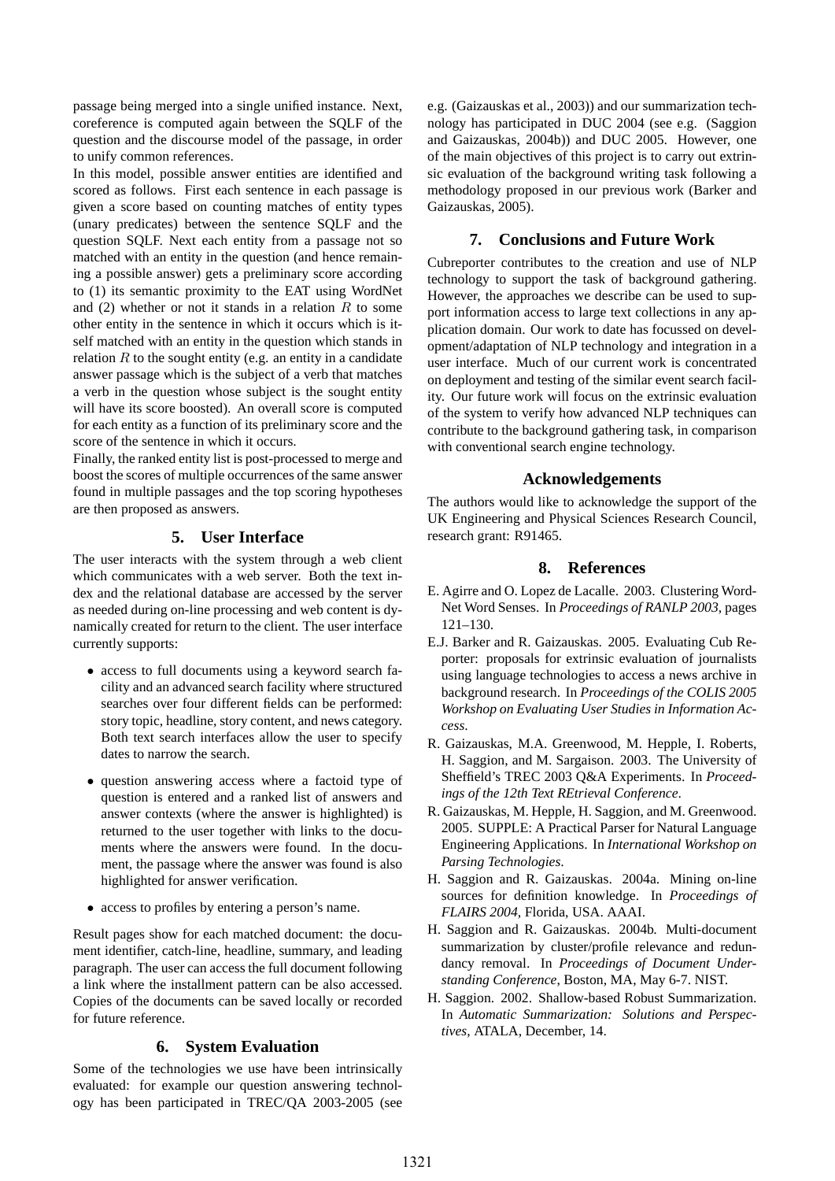passage being merged into a single unified instance. Next, coreference is computed again between the SQLF of the question and the discourse model of the passage, in order to unify common references.

In this model, possible answer entities are identified and scored as follows. First each sentence in each passage is given a score based on counting matches of entity types (unary predicates) between the sentence SQLF and the question SQLF. Next each entity from a passage not so matched with an entity in the question (and hence remaining a possible answer) gets a preliminary score according to (1) its semantic proximity to the EAT using WordNet and (2) whether or not it stands in a relation $R$ to some other entity in the sentence in which it occurs which is itself matched with an entity in the question which stands in relation $R$ to the sought entity (e.g. an entity in a candidate answer passage which is the subject of a verb that matches a verb in the question whose subject is the sought entity will have its score boosted). An overall score is computed for each entity as a function of its preliminary score and the score of the sentence in which it occurs.

Finally, the ranked entity list is post-processed to merge and boost the scores of multiple occurrences of the same answer found in multiple passages and the top scoring hypotheses are then proposed as answers.

## 5. User Interface

The user interacts with the system through a web client which communicates with a web server. Both the text index and the relational database are accessed by the server as needed during on-line processing and web content is dynamically created for return to the client. The user interface currently supports:

- access to full documents using a keyword search facility and an advanced search facility where structured searches over four different fields can be performed: story topic, headline, story content, and news category. Both text search interfaces allow the user to specify dates to narrow the search.
- question answering access where a factoid type of question is entered and a ranked list of answers and answer contexts (where the answer is highlighted) is returned to the user together with links to the documents where the answers were found. In the document, the passage where the answer was found is also highlighted for answer verification.
- access to profiles by entering a person's name.

Result pages show for each matched document: the document identifier, catch-line, headline, summary, and leading paragraph. The user can access the full document following a link where the installment pattern can be also accessed. Copies of the documents can be saved locally or recorded for future reference.

## 6. System Evaluation

Some of the technologies we use have been intrinsically evaluated: for example our question answering technology has been participated in TREC/QA 2003-2005 (see e.g. (Gaizauskas et al., 2003)) and our summarization technology has participated in DUC 2004 (see e.g. (Saggion and Gaizauskas, 2004b)) and DUC 2005. However, one of the main objectives of this project is to carry out extrinsic evaluation of the background writing task following a methodology proposed in our previous work (Barker and Gaizauskas, 2005).

## 7. Conclusions and Future Work

Cubreporter contributes to the creation and use of NLP technology to support the task of background gathering. However, the approaches we describe can be used to support information access to large text collections in any application domain. Our work to date has focussed on development/adaptation of NLP technology and integration in a user interface. Much of our current work is concentrated on deployment and testing of the similar event search facility. Our future work will focus on the extrinsic evaluation of the system to verify how advanced NLP techniques can contribute to the background gathering task, in comparison with conventional search engine technology.

## Acknowledgements

The authors would like to acknowledge the support of the UK Engineering and Physical Sciences Research Council, research grant: R91465.

## 8. References

E. Agirre and O. Lopez de Lacalle. 2003. Clustering WordNet Word Senses. In *Proceedings of RANLP 2003*, pages 121–130.

E.J. Barker and R. Gaizauskas. 2005. Evaluating Cub Reporter: proposals for extrinsic evaluation of journalists using language technologies to access a news archive in background research. In *Proceedings of the COLIS 2005 Workshop on Evaluating User Studies in Information Access*.

R. Gaizauskas, M.A. Greenwood, M. Hepple, I. Roberts, H. Saggion, and M. Sargaison. 2003. The University of Sheffield's TREC 2003 Q&A Experiments. In *Proceedings of the 12th Text REtrieval Conference*.

R. Gaizauskas, M. Hepple, H. Saggion, and M. Greenwood. 2005. SUPPLE: A Practical Parser for Natural Language Engineering Applications. In *International Workshop on Parsing Technologies*.

H. Saggion and R. Gaizauskas. 2004a. Mining on-line sources for definition knowledge. In *Proceedings of FLAIRS 2004*, Florida, USA. AAAI.

H. Saggion and R. Gaizauskas. 2004b. Multi-document summarization by cluster/profile relevance and redundancy removal. In *Proceedings of Document Understanding Conference*, Boston, MA, May 6-7. NIST.

H. Saggion. 2002. Shallow-based Robust Summarization. In *Automatic Summarization: Solutions and Perspectives*, ATALA, December, 14.